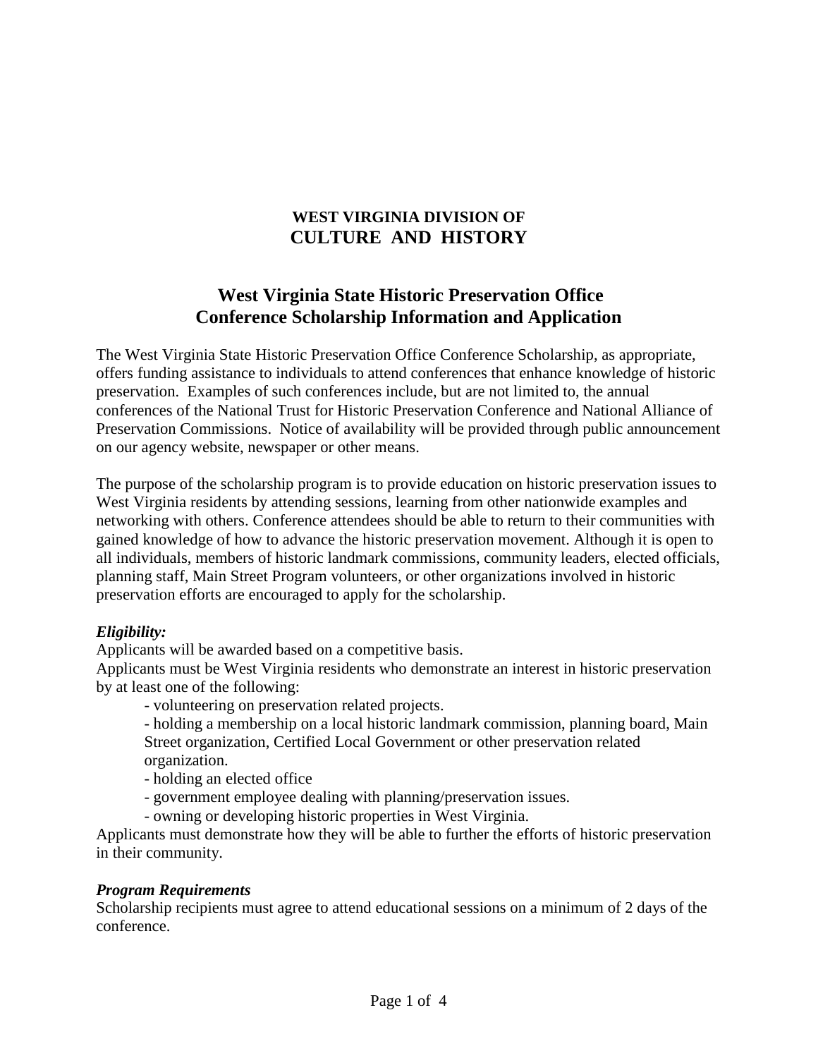**WEST VIRGINIA DIVISION OF**
**CULTURE AND HISTORY**

# West Virginia State Historic Preservation Office Conference Scholarship Information and Application

The West Virginia State Historic Preservation Office Conference Scholarship, as appropriate, offers funding assistance to individuals to attend conferences that enhance knowledge of historic preservation. Examples of such conferences include, but are not limited to, the annual conferences of the National Trust for Historic Preservation Conference and National Alliance of Preservation Commissions. Notice of availability will be provided through public announcement on our agency website, newspaper or other means.

The purpose of the scholarship program is to provide education on historic preservation issues to West Virginia residents by attending sessions, learning from other nationwide examples and networking with others. Conference attendees should be able to return to their communities with gained knowledge of how to advance the historic preservation movement. Although it is open to all individuals, members of historic landmark commissions, community leaders, elected officials, planning staff, Main Street Program volunteers, or other organizations involved in historic preservation efforts are encouraged to apply for the scholarship.

***Eligibility:***

Applicants will be awarded based on a competitive basis.

Applicants must be West Virginia residents who demonstrate an interest in historic preservation by at least one of the following:

- volunteering on preservation related projects.
- holding a membership on a local historic landmark commission, planning board, Main Street organization, Certified Local Government or other preservation related organization.
- holding an elected office
- government employee dealing with planning/preservation issues.
- owning or developing historic properties in West Virginia.

Applicants must demonstrate how they will be able to further the efforts of historic preservation in their community.

***Program Requirements***

Scholarship recipients must agree to attend educational sessions on a minimum of 2 days of the conference.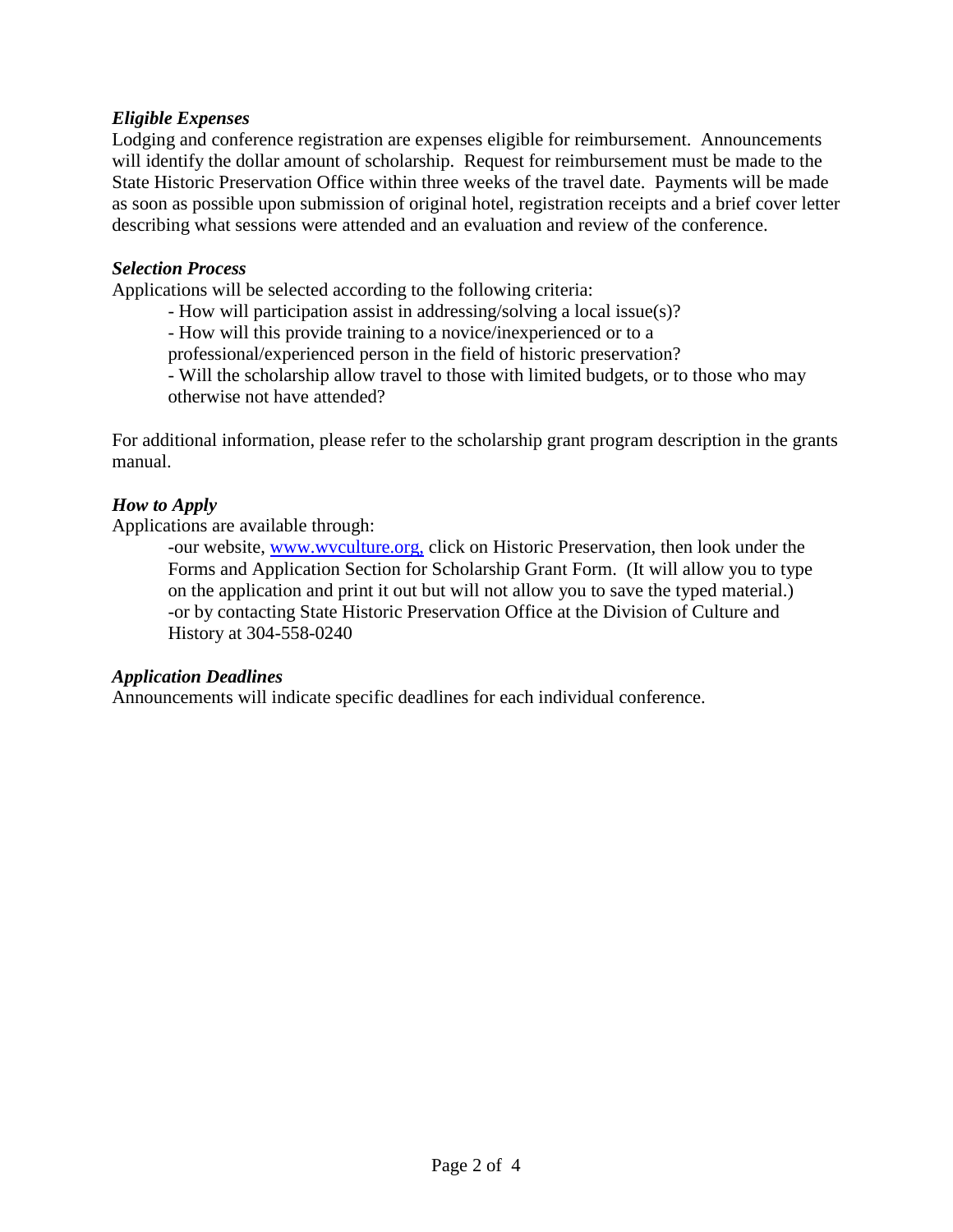### *Eligible Expenses*

Lodging and conference registration are expenses eligible for reimbursement. Announcements will identify the dollar amount of scholarship. Request for reimbursement must be made to the State Historic Preservation Office within three weeks of the travel date. Payments will be made as soon as possible upon submission of original hotel, registration receipts and a brief cover letter describing what sessions were attended and an evaluation and review of the conference.

### *Selection Process*

Applications will be selected according to the following criteria:

- How will participation assist in addressing/solving a local issue(s)?
- How will this provide training to a novice/inexperienced or to a professional/experienced person in the field of historic preservation?
- Will the scholarship allow travel to those with limited budgets, or to those who may otherwise not have attended?

For additional information, please refer to the scholarship grant program description in the grants manual.

### *How to Apply*

Applications are available through:

-our website, [www.wvculture.org,](http://www.wvculture.org) click on Historic Preservation, then look under the Forms and Application Section for Scholarship Grant Form. (It will allow you to type on the application and print it out but will not allow you to save the typed material.)

-or by contacting State Historic Preservation Office at the Division of Culture and History at 304-558-0240

### *Application Deadlines*

Announcements will indicate specific deadlines for each individual conference.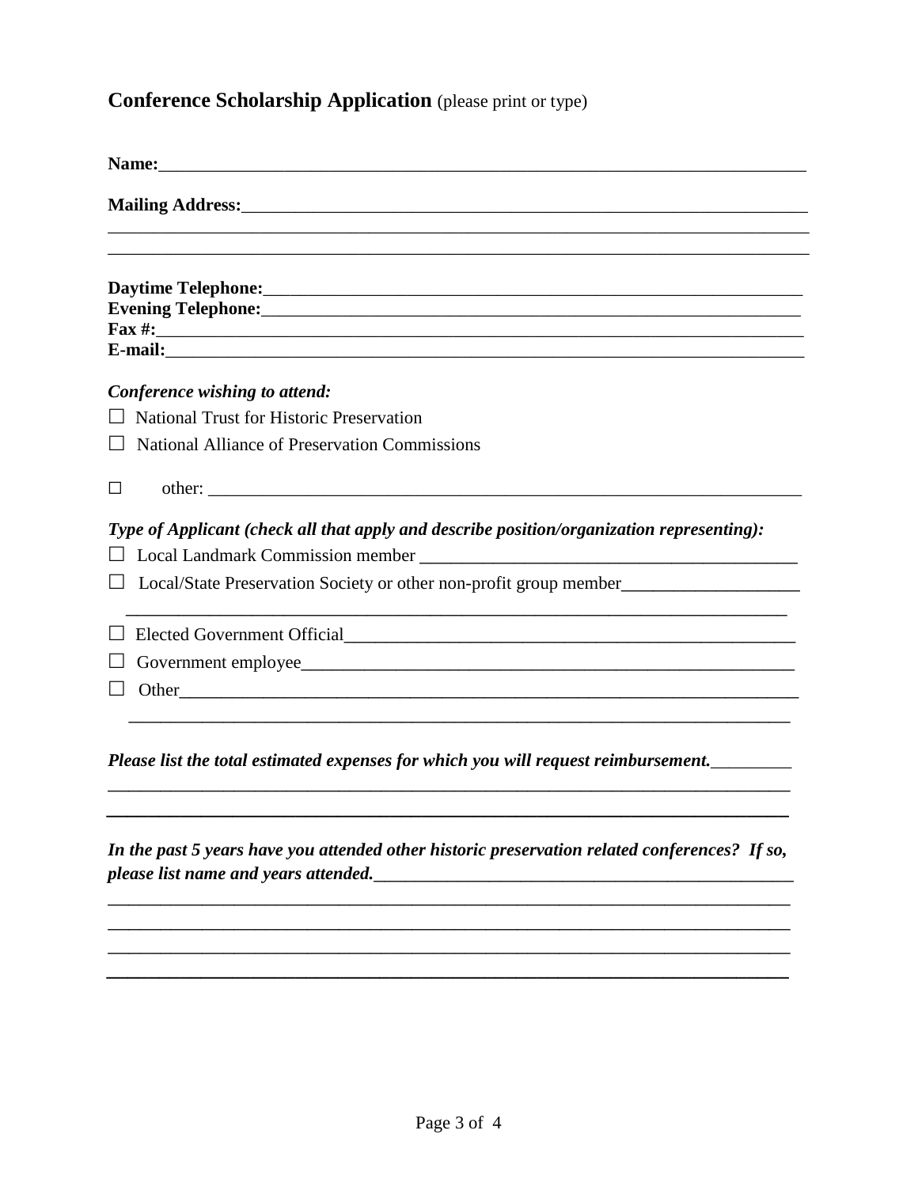## **Conference Scholarship Application** (please print or type)

**Name:**\_\_\_\_\_\_\_\_\_\_\_\_\_\_\_\_\_\_\_\_\_\_\_\_\_\_\_\_\_\_\_\_\_\_\_\_\_\_\_\_\_\_\_\_\_\_\_\_\_\_\_\_\_\_\_\_\_\_\_\_\_\_\_\_\_\_\_\_\_\_

**Mailing Address:**\_\_\_\_\_\_\_\_\_\_\_\_\_\_\_\_\_\_\_\_\_\_\_\_\_\_\_\_\_\_\_\_\_\_\_\_\_\_\_\_\_\_\_\_\_\_\_\_\_\_\_\_\_\_\_\_\_\_\_\_\_\_
\_\_\_\_\_\_\_\_\_\_\_\_\_\_\_\_\_\_\_\_\_\_\_\_\_\_\_\_\_\_\_\_\_\_\_\_\_\_\_\_\_\_\_\_\_\_\_\_\_\_\_\_\_\_\_\_\_\_\_\_\_\_\_\_\_\_\_\_\_\_\_\_\_\_\_\_\_\_
\_\_\_\_\_\_\_\_\_\_\_\_\_\_\_\_\_\_\_\_\_\_\_\_\_\_\_\_\_\_\_\_\_\_\_\_\_\_\_\_\_\_\_\_\_\_\_\_\_\_\_\_\_\_\_\_\_\_\_\_\_\_\_\_\_\_\_\_\_\_\_\_\_\_\_\_\_\_

**Daytime Telephone:**\_\_\_\_\_\_\_\_\_\_\_\_\_\_\_\_\_\_\_\_\_\_\_\_\_\_\_\_\_\_\_\_\_\_\_\_\_\_\_\_\_\_\_\_\_\_\_\_\_\_\_\_\_\_\_\_\_\_\_\_
**Evening Telephone:**\_\_\_\_\_\_\_\_\_\_\_\_\_\_\_\_\_\_\_\_\_\_\_\_\_\_\_\_\_\_\_\_\_\_\_\_\_\_\_\_\_\_\_\_\_\_\_\_\_\_\_\_\_\_\_\_\_\_\_\_
**Fax #:**\_\_\_\_\_\_\_\_\_\_\_\_\_\_\_\_\_\_\_\_\_\_\_\_\_\_\_\_\_\_\_\_\_\_\_\_\_\_\_\_\_\_\_\_\_\_\_\_\_\_\_\_\_\_\_\_\_\_\_\_\_\_\_\_\_\_\_\_\_\_\_\_
**E-mail:**\_\_\_\_\_\_\_\_\_\_\_\_\_\_\_\_\_\_\_\_\_\_\_\_\_\_\_\_\_\_\_\_\_\_\_\_\_\_\_\_\_\_\_\_\_\_\_\_\_\_\_\_\_\_\_\_\_\_\_\_\_\_\_\_\_\_\_\_\_\_\_

***Conference wishing to attend:***

☐ National Trust for Historic Preservation

☐ National Alliance of Preservation Commissions

☐ other: \_\_\_\_\_\_\_\_\_\_\_\_\_\_\_\_\_\_\_\_\_\_\_\_\_\_\_\_\_\_\_\_\_\_\_\_\_\_\_\_\_\_\_\_\_\_\_\_\_\_\_\_\_\_\_\_\_\_\_\_\_\_\_\_

***Type of Applicant (check all that apply and describe position/organization representing):***

☐ Local Landmark Commission member \_\_\_\_\_\_\_\_\_\_\_\_\_\_\_\_\_\_\_\_\_\_\_\_\_\_\_\_\_\_\_\_\_\_\_\_\_\_\_\_

☐ Local/State Preservation Society or other non-profit group member\_\_\_\_\_\_\_\_\_\_\_\_\_\_\_\_\_\_\_
\_\_\_\_\_\_\_\_\_\_\_\_\_\_\_\_\_\_\_\_\_\_\_\_\_\_\_\_\_\_\_\_\_\_\_\_\_\_\_\_\_\_\_\_\_\_\_\_\_\_\_\_\_\_\_\_\_\_\_\_\_\_\_\_\_\_\_\_\_\_\_\_\_

☐ Elected Government Official\_\_\_\_\_\_\_\_\_\_\_\_\_\_\_\_\_\_\_\_\_\_\_\_\_\_\_\_\_\_\_\_\_\_\_\_\_\_\_\_\_\_\_\_\_\_\_\_\_\_

☐ Government employee\_\_\_\_\_\_\_\_\_\_\_\_\_\_\_\_\_\_\_\_\_\_\_\_\_\_\_\_\_\_\_\_\_\_\_\_\_\_\_\_\_\_\_\_\_\_\_\_\_\_\_\_\_\_

☐ Other\_\_\_\_\_\_\_\_\_\_\_\_\_\_\_\_\_\_\_\_\_\_\_\_\_\_\_\_\_\_\_\_\_\_\_\_\_\_\_\_\_\_\_\_\_\_\_\_\_\_\_\_\_\_\_\_\_\_\_\_\_\_\_\_\_
\_\_\_\_\_\_\_\_\_\_\_\_\_\_\_\_\_\_\_\_\_\_\_\_\_\_\_\_\_\_\_\_\_\_\_\_\_\_\_\_\_\_\_\_\_\_\_\_\_\_\_\_\_\_\_\_\_\_\_\_\_\_\_\_\_\_\_\_\_\_\_\_\_

***Please list the total estimated expenses for which you will request reimbursement.***\_\_\_\_\_\_\_\_\_
\_\_\_\_\_\_\_\_\_\_\_\_\_\_\_\_\_\_\_\_\_\_\_\_\_\_\_\_\_\_\_\_\_\_\_\_\_\_\_\_\_\_\_\_\_\_\_\_\_\_\_\_\_\_\_\_\_\_\_\_\_\_\_\_\_\_\_\_\_\_\_\_\_\_\_\_
\_\_\_\_\_\_\_\_\_\_\_\_\_\_\_\_\_\_\_\_\_\_\_\_\_\_\_\_\_\_\_\_\_\_\_\_\_\_\_\_\_\_\_\_\_\_\_\_\_\_\_\_\_\_\_\_\_\_\_\_\_\_\_\_\_\_\_\_\_\_\_\_\_\_\_\_

***In the past 5 years have you attended other historic preservation related conferences? If so, please list name and years attended.***\_\_\_\_\_\_\_\_\_\_\_\_\_\_\_\_\_\_\_\_\_\_\_\_\_\_\_\_\_\_\_\_\_\_\_\_\_\_\_\_\_\_\_\_\_\_
\_\_\_\_\_\_\_\_\_\_\_\_\_\_\_\_\_\_\_\_\_\_\_\_\_\_\_\_\_\_\_\_\_\_\_\_\_\_\_\_\_\_\_\_\_\_\_\_\_\_\_\_\_\_\_\_\_\_\_\_\_\_\_\_\_\_\_\_\_\_\_\_\_\_\_\_
\_\_\_\_\_\_\_\_\_\_\_\_\_\_\_\_\_\_\_\_\_\_\_\_\_\_\_\_\_\_\_\_\_\_\_\_\_\_\_\_\_\_\_\_\_\_\_\_\_\_\_\_\_\_\_\_\_\_\_\_\_\_\_\_\_\_\_\_\_\_\_\_\_\_\_\_
\_\_\_\_\_\_\_\_\_\_\_\_\_\_\_\_\_\_\_\_\_\_\_\_\_\_\_\_\_\_\_\_\_\_\_\_\_\_\_\_\_\_\_\_\_\_\_\_\_\_\_\_\_\_\_\_\_\_\_\_\_\_\_\_\_\_\_\_\_\_\_\_\_\_\_\_
\_\_\_\_\_\_\_\_\_\_\_\_\_\_\_\_\_\_\_\_\_\_\_\_\_\_\_\_\_\_\_\_\_\_\_\_\_\_\_\_\_\_\_\_\_\_\_\_\_\_\_\_\_\_\_\_\_\_\_\_\_\_\_\_\_\_\_\_\_\_\_\_\_\_\_\_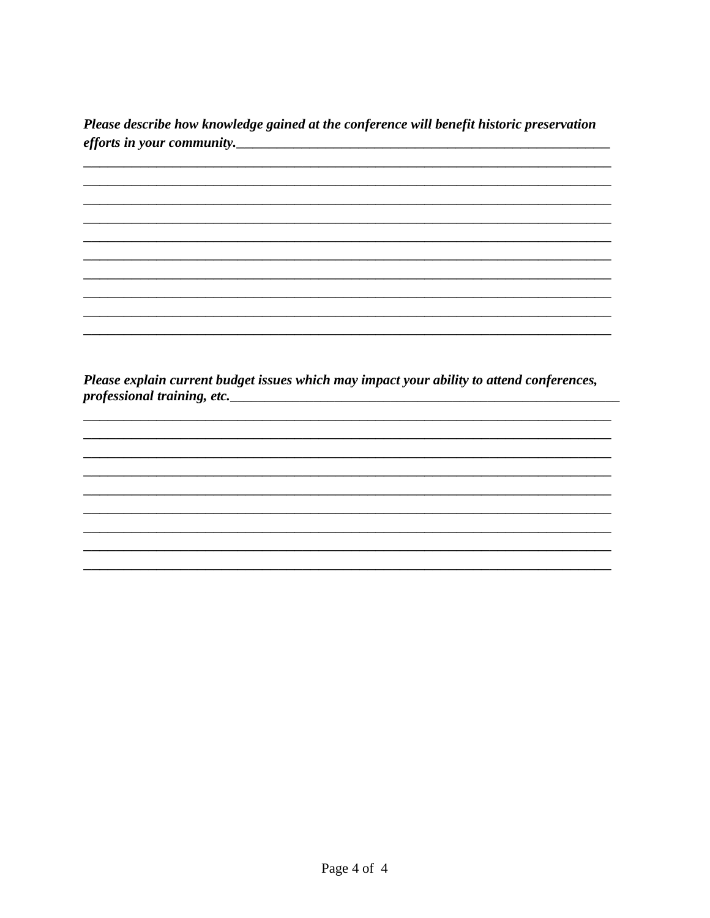***Please describe how knowledge gained at the conference will benefit historic preservation efforts in your community.***_______________________________________________________

_____________________________________________________________________________
_____________________________________________________________________________
_____________________________________________________________________________
_____________________________________________________________________________
_____________________________________________________________________________
_____________________________________________________________________________
_____________________________________________________________________________
_____________________________________________________________________________
_____________________________________________________________________________
_____________________________________________________________________________

***Please explain current budget issues which may impact your ability to attend conferences, professional training, etc.***_________________________________________________________

_____________________________________________________________________________
_____________________________________________________________________________
_____________________________________________________________________________
_____________________________________________________________________________
_____________________________________________________________________________
_____________________________________________________________________________
_____________________________________________________________________________
_____________________________________________________________________________
_____________________________________________________________________________